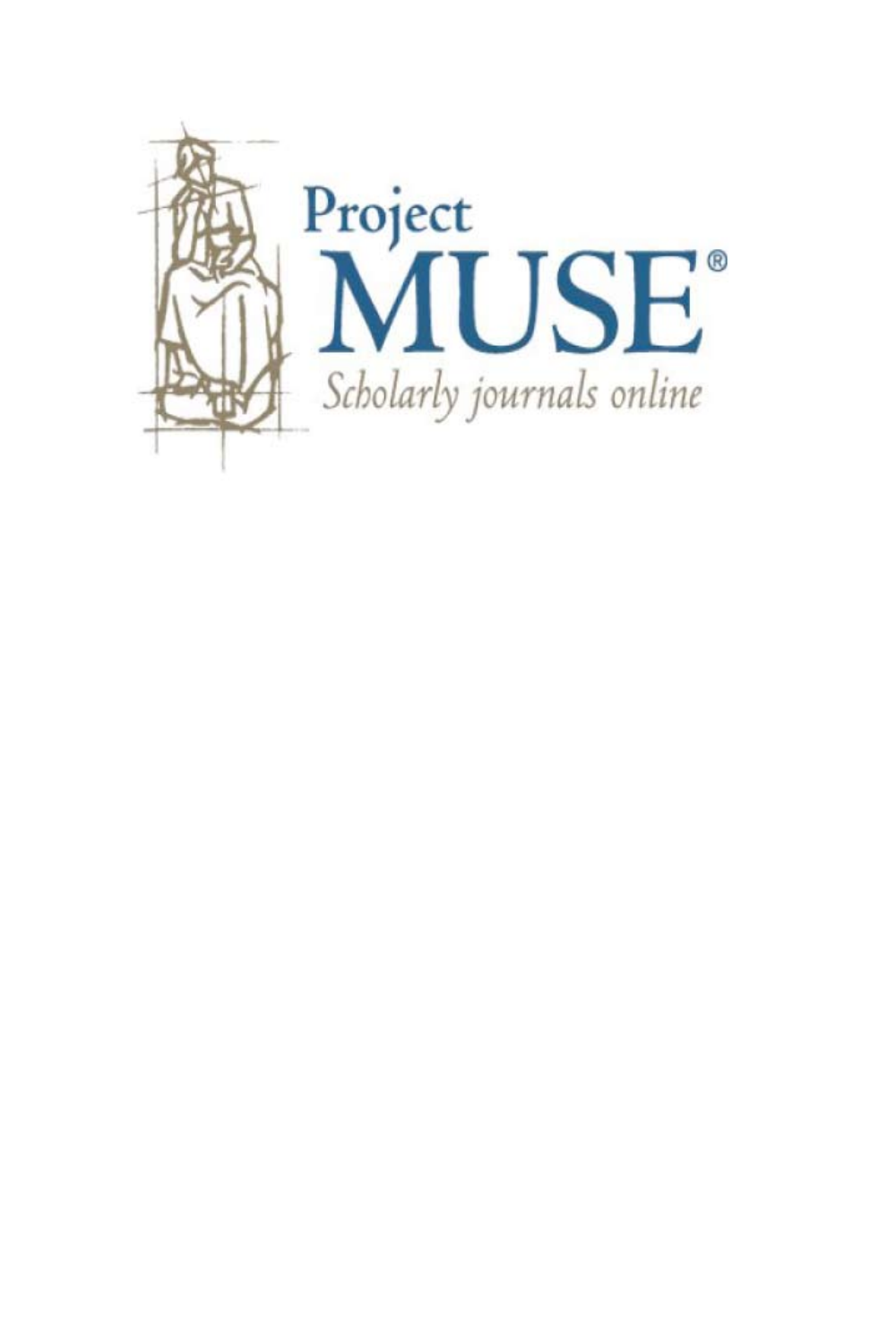Project
MUSE®
*Scholarly journals online*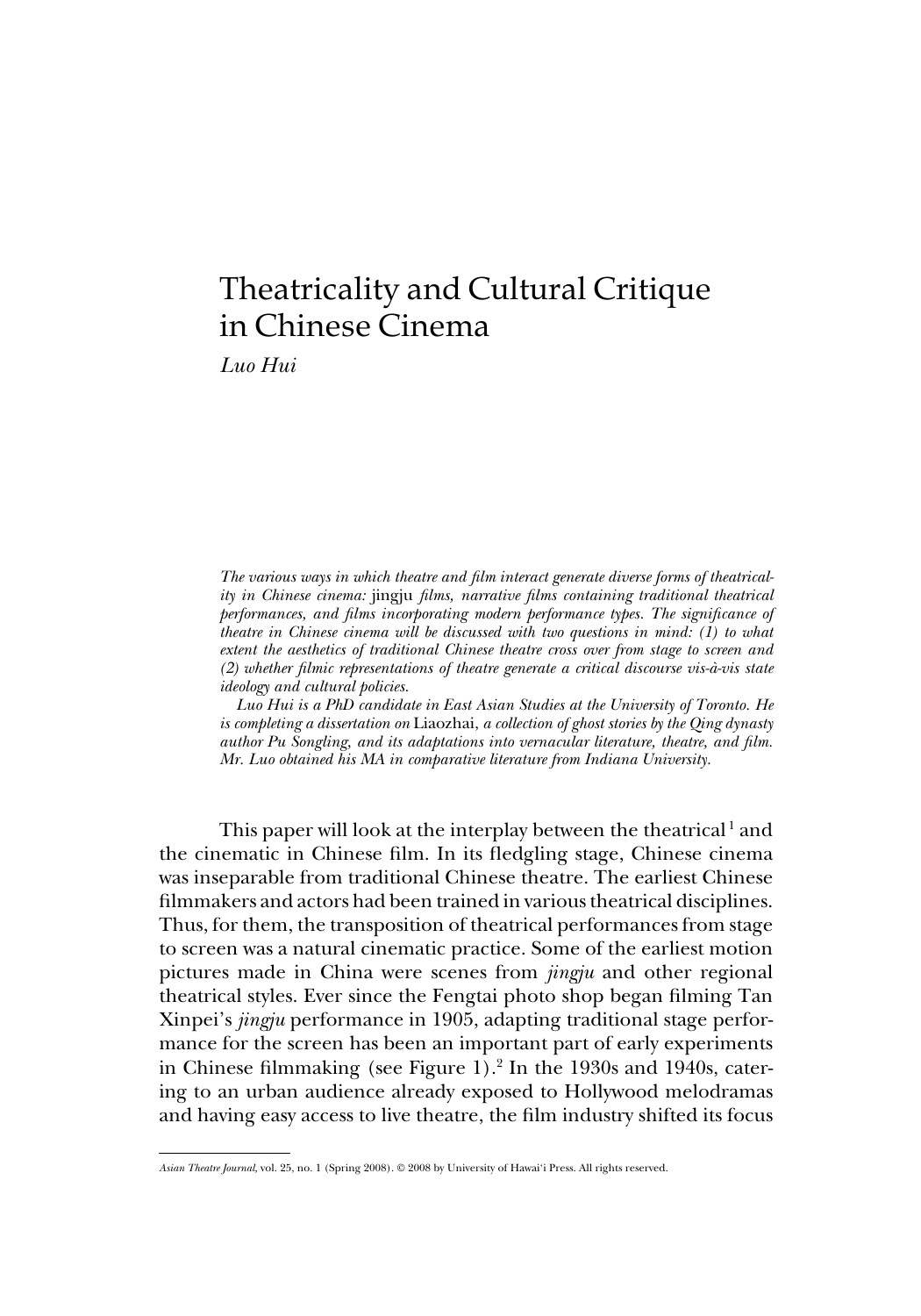# Theatricality and Cultural Critique in Chinese Cinema

*Luo Hui*

*The various ways in which theatre and film interact generate diverse forms of theatricality in Chinese cinema:* jingju *films, narrative films containing traditional theatrical performances, and films incorporating modern performance types. The significance of theatre in Chinese cinema will be discussed with two questions in mind: (1) to what extent the aesthetics of traditional Chinese theatre cross over from stage to screen and (2) whether filmic representations of theatre generate a critical discourse vis-à-vis state ideology and cultural policies.*

*Luo Hui is a PhD candidate in East Asian Studies at the University of Toronto. He is completing a dissertation on* Liaozhai, *a collection of ghost stories by the Qing dynasty author Pu Songling, and its adaptations into vernacular literature, theatre, and film. Mr. Luo obtained his MA in comparative literature from Indiana University.*

This paper will look at the interplay between the theatrical[1] and the cinematic in Chinese film. In its fledgling stage, Chinese cinema was inseparable from traditional Chinese theatre. The earliest Chinese filmmakers and actors had been trained in various theatrical disciplines. Thus, for them, the transposition of theatrical performances from stage to screen was a natural cinematic practice. Some of the earliest motion pictures made in China were scenes from *jingju* and other regional theatrical styles. Ever since the Fengtai photo shop began filming Tan Xinpei's *jingju* performance in 1905, adapting traditional stage performance for the screen has been an important part of early experiments in Chinese filmmaking (see Figure 1).[2] In the 1930s and 1940s, catering to an urban audience already exposed to Hollywood melodramas and having easy access to live theatre, the film industry shifted its focus

*Asian Theatre Journal*, vol. 25, no. 1 (Spring 2008). © 2008 by University of Hawai'i Press. All rights reserved.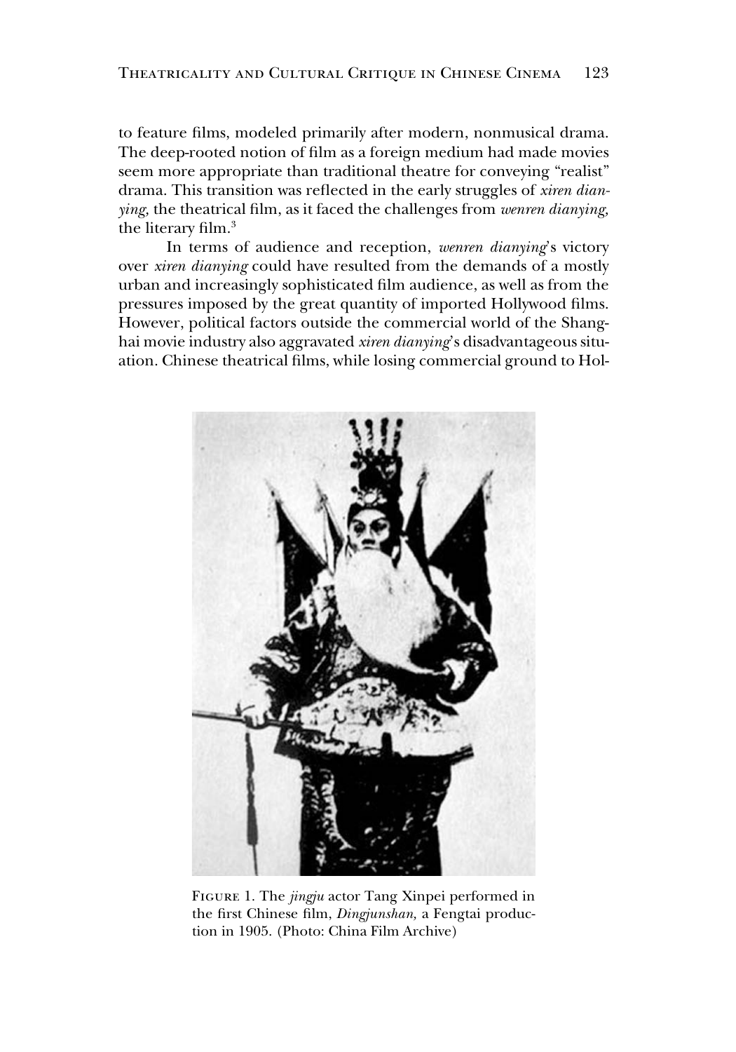to feature films, modeled primarily after modern, nonmusical drama. The deep-rooted notion of film as a foreign medium had made movies seem more appropriate than traditional theatre for conveying "realist" drama. This transition was reflected in the early struggles of *xiren dianying*, the theatrical film, as it faced the challenges from *wenren dianying*, the literary film.[3]

In terms of audience and reception, *wenren dianying*'s victory over *xiren dianying* could have resulted from the demands of a mostly urban and increasingly sophisticated film audience, as well as from the pressures imposed by the great quantity of imported Hollywood films. However, political factors outside the commercial world of the Shanghai movie industry also aggravated *xiren dianying*'s disadvantageous situation. Chinese theatrical films, while losing commercial ground to Hol-

FIGURE 1. The *jingju* actor Tang Xinpei performed in the first Chinese film, *Dingjunshan,* a Fengtai production in 1905. (Photo: China Film Archive)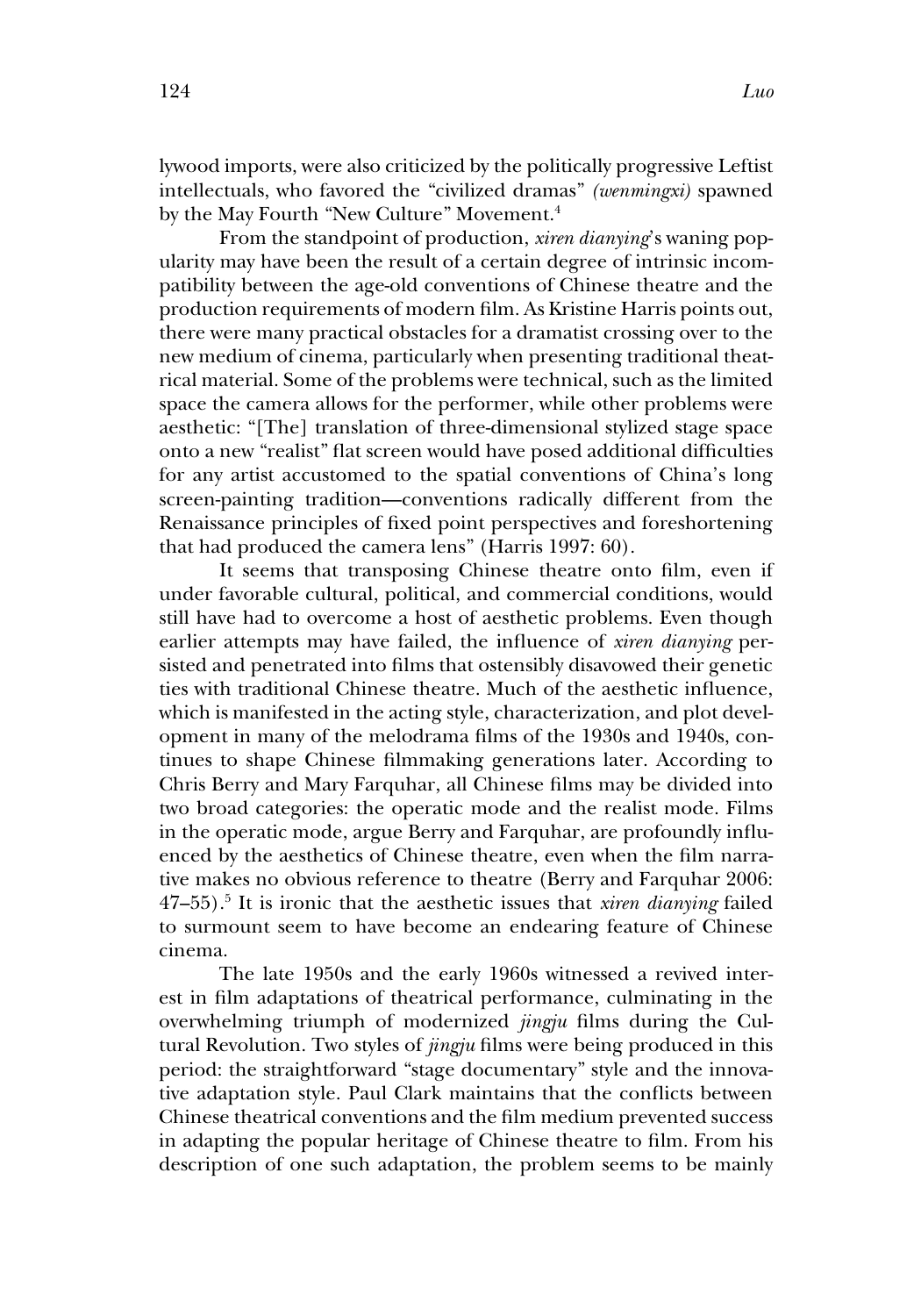lywood imports, were also criticized by the politically progressive Leftist intellectuals, who favored the "civilized dramas" *(wenmingxi)* spawned by the May Fourth "New Culture" Movement.[4]

From the standpoint of production, *xiren dianying*'s waning popularity may have been the result of a certain degree of intrinsic incompatibility between the age-old conventions of Chinese theatre and the production requirements of modern film. As Kristine Harris points out, there were many practical obstacles for a dramatist crossing over to the new medium of cinema, particularly when presenting traditional theatrical material. Some of the problems were technical, such as the limited space the camera allows for the performer, while other problems were aesthetic: "[The] translation of three-dimensional stylized stage space onto a new "realist" flat screen would have posed additional difficulties for any artist accustomed to the spatial conventions of China's long screen-painting tradition—conventions radically different from the Renaissance principles of fixed point perspectives and foreshortening that had produced the camera lens" (Harris 1997: 60).

It seems that transposing Chinese theatre onto film, even if under favorable cultural, political, and commercial conditions, would still have had to overcome a host of aesthetic problems. Even though earlier attempts may have failed, the influence of *xiren dianying* persisted and penetrated into films that ostensibly disavowed their genetic ties with traditional Chinese theatre. Much of the aesthetic influence, which is manifested in the acting style, characterization, and plot development in many of the melodrama films of the 1930s and 1940s, continues to shape Chinese filmmaking generations later. According to Chris Berry and Mary Farquhar, all Chinese films may be divided into two broad categories: the operatic mode and the realist mode. Films in the operatic mode, argue Berry and Farquhar, are profoundly influenced by the aesthetics of Chinese theatre, even when the film narrative makes no obvious reference to theatre (Berry and Farquhar 2006: 47–55).[5] It is ironic that the aesthetic issues that *xiren dianying* failed to surmount seem to have become an endearing feature of Chinese cinema.

The late 1950s and the early 1960s witnessed a revived interest in film adaptations of theatrical performance, culminating in the overwhelming triumph of modernized *jingju* films during the Cultural Revolution. Two styles of *jingju* films were being produced in this period: the straightforward "stage documentary" style and the innovative adaptation style. Paul Clark maintains that the conflicts between Chinese theatrical conventions and the film medium prevented success in adapting the popular heritage of Chinese theatre to film. From his description of one such adaptation, the problem seems to be mainly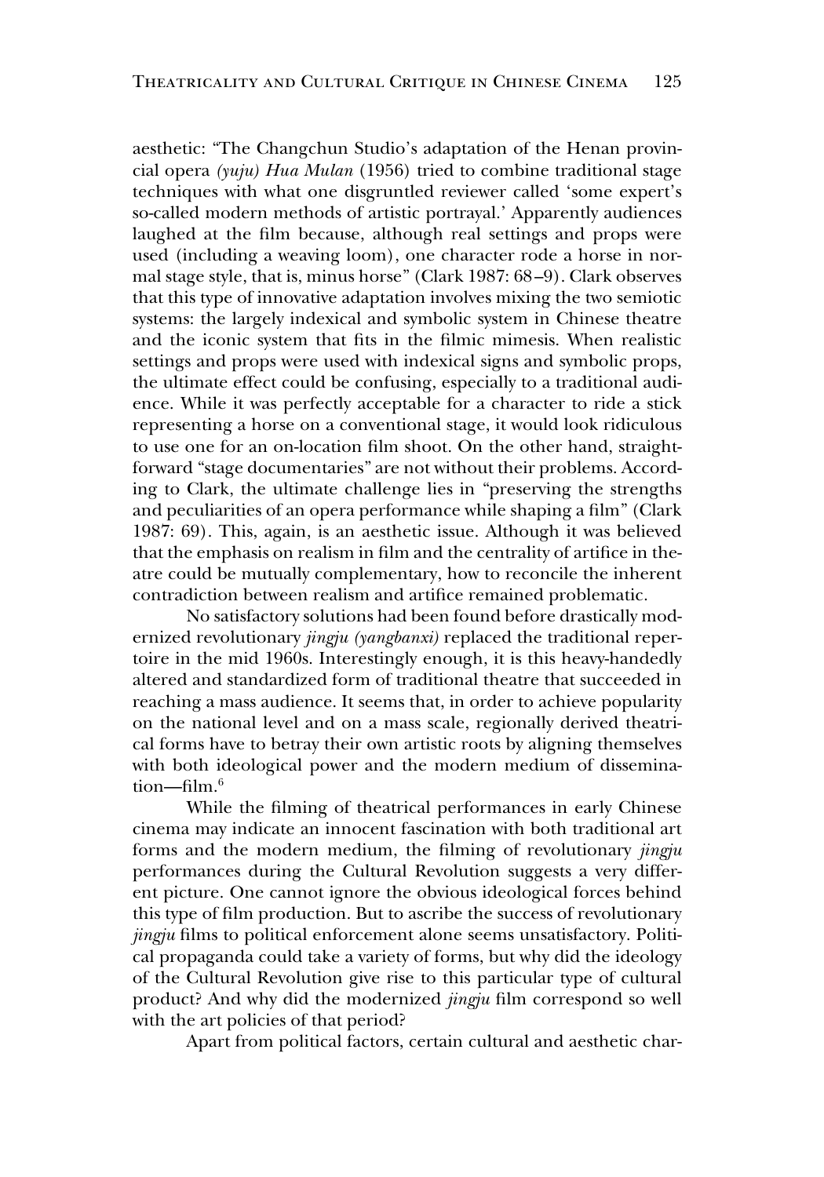aesthetic: "The Changchun Studio's adaptation of the Henan provincial opera *(yuju) Hua Mulan* (1956) tried to combine traditional stage techniques with what one disgruntled reviewer called 'some expert's so-called modern methods of artistic portrayal.' Apparently audiences laughed at the film because, although real settings and props were used (including a weaving loom), one character rode a horse in normal stage style, that is, minus horse" (Clark 1987: 68–9). Clark observes that this type of innovative adaptation involves mixing the two semiotic systems: the largely indexical and symbolic system in Chinese theatre and the iconic system that fits in the filmic mimesis. When realistic settings and props were used with indexical signs and symbolic props, the ultimate effect could be confusing, especially to a traditional audience. While it was perfectly acceptable for a character to ride a stick representing a horse on a conventional stage, it would look ridiculous to use one for an on-location film shoot. On the other hand, straightforward "stage documentaries" are not without their problems. According to Clark, the ultimate challenge lies in "preserving the strengths and peculiarities of an opera performance while shaping a film" (Clark 1987: 69). This, again, is an aesthetic issue. Although it was believed that the emphasis on realism in film and the centrality of artifice in theatre could be mutually complementary, how to reconcile the inherent contradiction between realism and artifice remained problematic.

No satisfactory solutions had been found before drastically modernized revolutionary *jingju (yangbanxi)* replaced the traditional repertoire in the mid 1960s. Interestingly enough, it is this heavy-handedly altered and standardized form of traditional theatre that succeeded in reaching a mass audience. It seems that, in order to achieve popularity on the national level and on a mass scale, regionally derived theatrical forms have to betray their own artistic roots by aligning themselves with both ideological power and the modern medium of dissemination—film.[6]

While the filming of theatrical performances in early Chinese cinema may indicate an innocent fascination with both traditional art forms and the modern medium, the filming of revolutionary *jingju* performances during the Cultural Revolution suggests a very different picture. One cannot ignore the obvious ideological forces behind this type of film production. But to ascribe the success of revolutionary *jingju* films to political enforcement alone seems unsatisfactory. Political propaganda could take a variety of forms, but why did the ideology of the Cultural Revolution give rise to this particular type of cultural product? And why did the modernized *jingju* film correspond so well with the art policies of that period?

Apart from political factors, certain cultural and aesthetic char-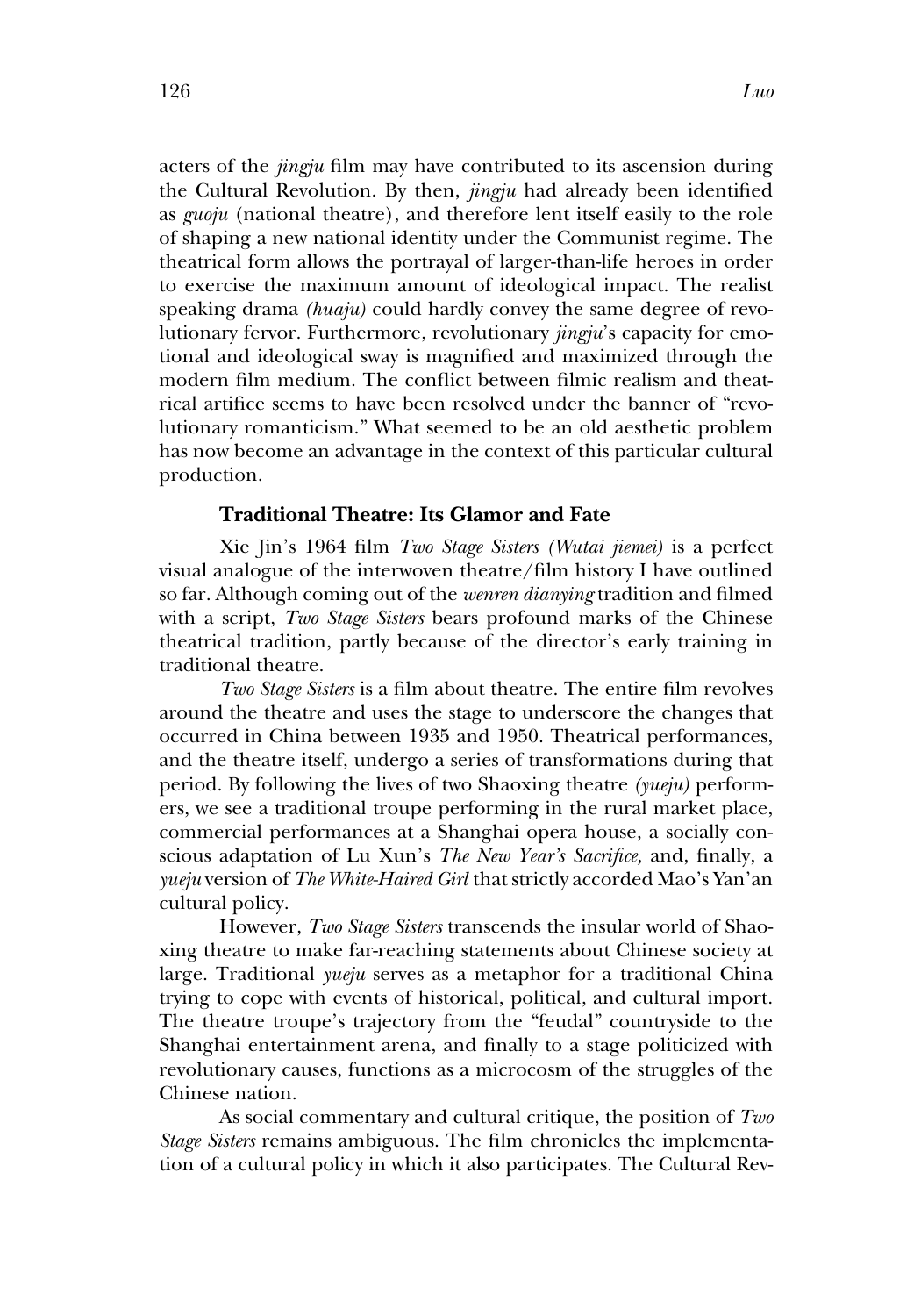acters of the *jingju* film may have contributed to its ascension during the Cultural Revolution. By then, *jingju* had already been identified as *guoju* (national theatre), and therefore lent itself easily to the role of shaping a new national identity under the Communist regime. The theatrical form allows the portrayal of larger-than-life heroes in order to exercise the maximum amount of ideological impact. The realist speaking drama *(huaju)* could hardly convey the same degree of revolutionary fervor. Furthermore, revolutionary *jingju*'s capacity for emotional and ideological sway is magnified and maximized through the modern film medium. The conflict between filmic realism and theatrical artifice seems to have been resolved under the banner of "revolutionary romanticism." What seemed to be an old aesthetic problem has now become an advantage in the context of this particular cultural production.

### Traditional Theatre: Its Glamor and Fate

Xie Jin's 1964 film *Two Stage Sisters (Wutai jiemei)* is a perfect visual analogue of the interwoven theatre/film history I have outlined so far. Although coming out of the *wenren dianying* tradition and filmed with a script, *Two Stage Sisters* bears profound marks of the Chinese theatrical tradition, partly because of the director's early training in traditional theatre.

*Two Stage Sisters* is a film about theatre. The entire film revolves around the theatre and uses the stage to underscore the changes that occurred in China between 1935 and 1950. Theatrical performances, and the theatre itself, undergo a series of transformations during that period. By following the lives of two Shaoxing theatre *(yueju)* performers, we see a traditional troupe performing in the rural market place, commercial performances at a Shanghai opera house, a socially conscious adaptation of Lu Xun's *The New Year's Sacrifice,* and, finally, a *yueju* version of *The White-Haired Girl* that strictly accorded Mao's Yan'an cultural policy.

However, *Two Stage Sisters* transcends the insular world of Shaoxing theatre to make far-reaching statements about Chinese society at large. Traditional *yueju* serves as a metaphor for a traditional China trying to cope with events of historical, political, and cultural import. The theatre troupe's trajectory from the "feudal" countryside to the Shanghai entertainment arena, and finally to a stage politicized with revolutionary causes, functions as a microcosm of the struggles of the Chinese nation.

As social commentary and cultural critique, the position of *Two Stage Sisters* remains ambiguous. The film chronicles the implementation of a cultural policy in which it also participates. The Cultural Rev-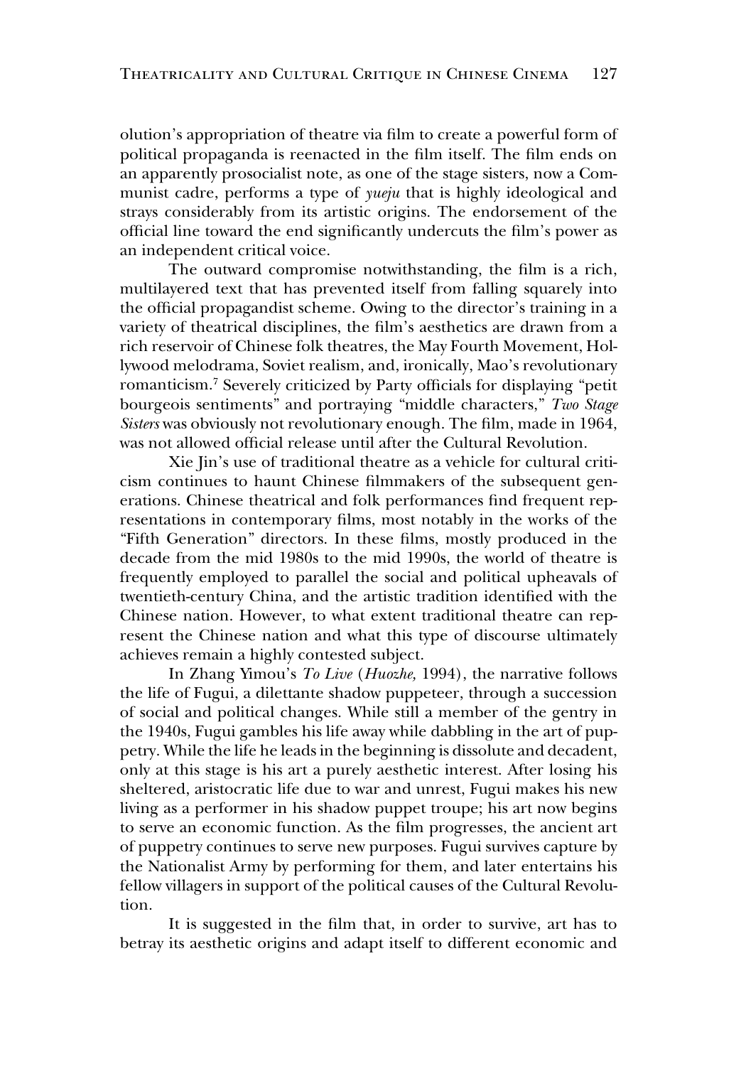olution's appropriation of theatre via film to create a powerful form of political propaganda is reenacted in the film itself. The film ends on an apparently prosocialist note, as one of the stage sisters, now a Communist cadre, performs a type of *yueju* that is highly ideological and strays considerably from its artistic origins. The endorsement of the official line toward the end significantly undercuts the film's power as an independent critical voice.

The outward compromise notwithstanding, the film is a rich, multilayered text that has prevented itself from falling squarely into the official propagandist scheme. Owing to the director's training in a variety of theatrical disciplines, the film's aesthetics are drawn from a rich reservoir of Chinese folk theatres, the May Fourth Movement, Hollywood melodrama, Soviet realism, and, ironically, Mao's revolutionary romanticism.[7] Severely criticized by Party officials for displaying "petit bourgeois sentiments" and portraying "middle characters," *Two Stage Sisters* was obviously not revolutionary enough. The film, made in 1964, was not allowed official release until after the Cultural Revolution.

Xie Jin's use of traditional theatre as a vehicle for cultural criticism continues to haunt Chinese filmmakers of the subsequent generations. Chinese theatrical and folk performances find frequent representations in contemporary films, most notably in the works of the "Fifth Generation" directors. In these films, mostly produced in the decade from the mid 1980s to the mid 1990s, the world of theatre is frequently employed to parallel the social and political upheavals of twentieth-century China, and the artistic tradition identified with the Chinese nation. However, to what extent traditional theatre can represent the Chinese nation and what this type of discourse ultimately achieves remain a highly contested subject.

In Zhang Yimou's *To Live* (*Huozhe,* 1994), the narrative follows the life of Fugui, a dilettante shadow puppeteer, through a succession of social and political changes. While still a member of the gentry in the 1940s, Fugui gambles his life away while dabbling in the art of puppetry. While the life he leads in the beginning is dissolute and decadent, only at this stage is his art a purely aesthetic interest. After losing his sheltered, aristocratic life due to war and unrest, Fugui makes his new living as a performer in his shadow puppet troupe; his art now begins to serve an economic function. As the film progresses, the ancient art of puppetry continues to serve new purposes. Fugui survives capture by the Nationalist Army by performing for them, and later entertains his fellow villagers in support of the political causes of the Cultural Revolution.

It is suggested in the film that, in order to survive, art has to betray its aesthetic origins and adapt itself to different economic and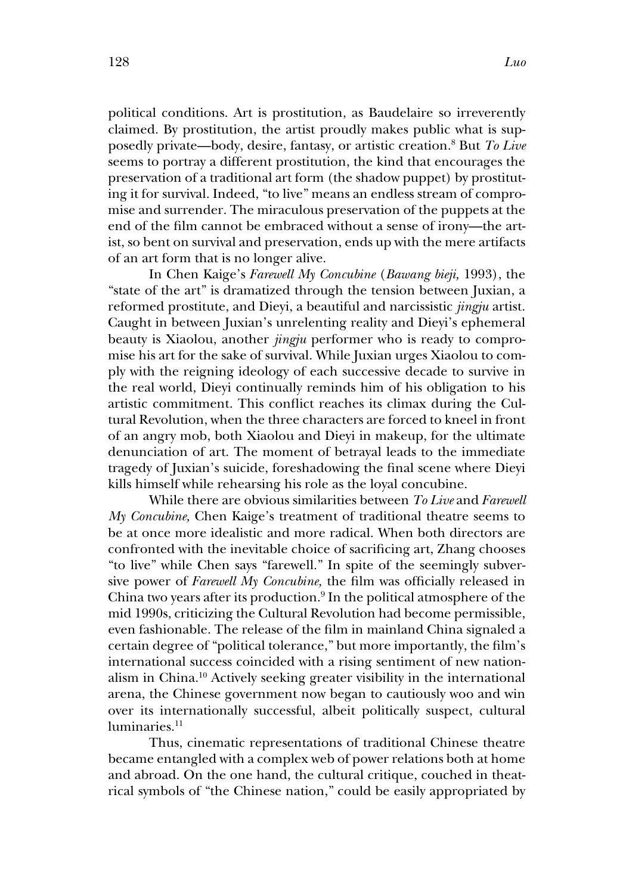political conditions. Art is prostitution, as Baudelaire so irreverently claimed. By prostitution, the artist proudly makes public what is supposedly private—body, desire, fantasy, or artistic creation.[8] But *To Live* seems to portray a different prostitution, the kind that encourages the preservation of a traditional art form (the shadow puppet) by prostituting it for survival. Indeed, "to live" means an endless stream of compromise and surrender. The miraculous preservation of the puppets at the end of the film cannot be embraced without a sense of irony—the artist, so bent on survival and preservation, ends up with the mere artifacts of an art form that is no longer alive.

In Chen Kaige's *Farewell My Concubine* (*Bawang bieji,* 1993), the "state of the art" is dramatized through the tension between Juxian, a reformed prostitute, and Dieyi, a beautiful and narcissistic *jingju* artist. Caught in between Juxian's unrelenting reality and Dieyi's ephemeral beauty is Xiaolou, another *jingju* performer who is ready to compromise his art for the sake of survival. While Juxian urges Xiaolou to comply with the reigning ideology of each successive decade to survive in the real world, Dieyi continually reminds him of his obligation to his artistic commitment. This conflict reaches its climax during the Cultural Revolution, when the three characters are forced to kneel in front of an angry mob, both Xiaolou and Dieyi in makeup, for the ultimate denunciation of art. The moment of betrayal leads to the immediate tragedy of Juxian's suicide, foreshadowing the final scene where Dieyi kills himself while rehearsing his role as the loyal concubine.

While there are obvious similarities between *To Live* and *Farewell My Concubine,* Chen Kaige's treatment of traditional theatre seems to be at once more idealistic and more radical. When both directors are confronted with the inevitable choice of sacrificing art, Zhang chooses "to live" while Chen says "farewell." In spite of the seemingly subversive power of *Farewell My Concubine,* the film was officially released in China two years after its production.[9] In the political atmosphere of the mid 1990s, criticizing the Cultural Revolution had become permissible, even fashionable. The release of the film in mainland China signaled a certain degree of "political tolerance," but more importantly, the film's international success coincided with a rising sentiment of new nationalism in China.[10] Actively seeking greater visibility in the international arena, the Chinese government now began to cautiously woo and win over its internationally successful, albeit politically suspect, cultural luminaries.[11]

Thus, cinematic representations of traditional Chinese theatre became entangled with a complex web of power relations both at home and abroad. On the one hand, the cultural critique, couched in theatrical symbols of "the Chinese nation," could be easily appropriated by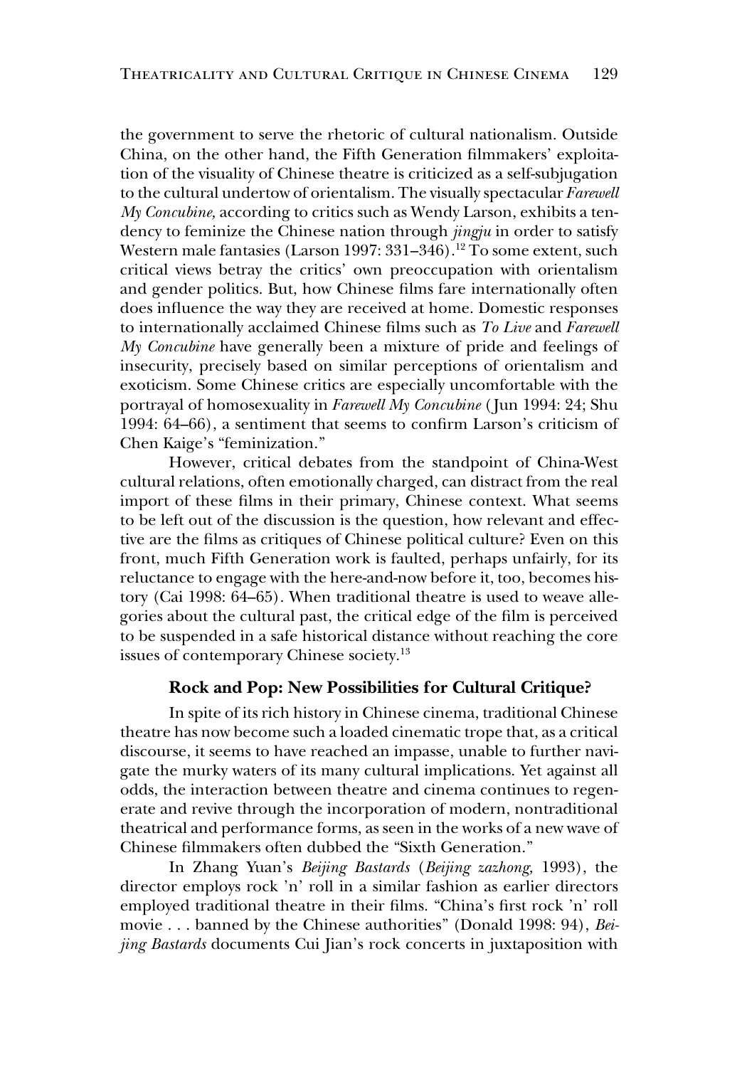the government to serve the rhetoric of cultural nationalism. Outside China, on the other hand, the Fifth Generation filmmakers' exploitation of the visuality of Chinese theatre is criticized as a self-subjugation to the cultural undertow of orientalism. The visually spectacular *Farewell My Concubine,* according to critics such as Wendy Larson, exhibits a tendency to feminize the Chinese nation through *jingju* in order to satisfy Western male fantasies (Larson 1997: 331–346).[12] To some extent, such critical views betray the critics' own preoccupation with orientalism and gender politics. But, how Chinese films fare internationally often does influence the way they are received at home. Domestic responses to internationally acclaimed Chinese films such as *To Live* and *Farewell My Concubine* have generally been a mixture of pride and feelings of insecurity, precisely based on similar perceptions of orientalism and exoticism. Some Chinese critics are especially uncomfortable with the portrayal of homosexuality in *Farewell My Concubine* (Jun 1994: 24; Shu 1994: 64–66), a sentiment that seems to confirm Larson's criticism of Chen Kaige's "feminization."

However, critical debates from the standpoint of China-West cultural relations, often emotionally charged, can distract from the real import of these films in their primary, Chinese context. What seems to be left out of the discussion is the question, how relevant and effective are the films as critiques of Chinese political culture? Even on this front, much Fifth Generation work is faulted, perhaps unfairly, for its reluctance to engage with the here-and-now before it, too, becomes history (Cai 1998: 64–65). When traditional theatre is used to weave allegories about the cultural past, the critical edge of the film is perceived to be suspended in a safe historical distance without reaching the core issues of contemporary Chinese society.[13]

## Rock and Pop: New Possibilities for Cultural Critique?

In spite of its rich history in Chinese cinema, traditional Chinese theatre has now become such a loaded cinematic trope that, as a critical discourse, it seems to have reached an impasse, unable to further navigate the murky waters of its many cultural implications. Yet against all odds, the interaction between theatre and cinema continues to regenerate and revive through the incorporation of modern, nontraditional theatrical and performance forms, as seen in the works of a new wave of Chinese filmmakers often dubbed the "Sixth Generation."

In Zhang Yuan's *Beijing Bastards* (*Beijing zazhong,* 1993), the director employs rock 'n' roll in a similar fashion as earlier directors employed traditional theatre in their films. "China's first rock 'n' roll movie . . . banned by the Chinese authorities" (Donald 1998: 94), *Beijing Bastards* documents Cui Jian's rock concerts in juxtaposition with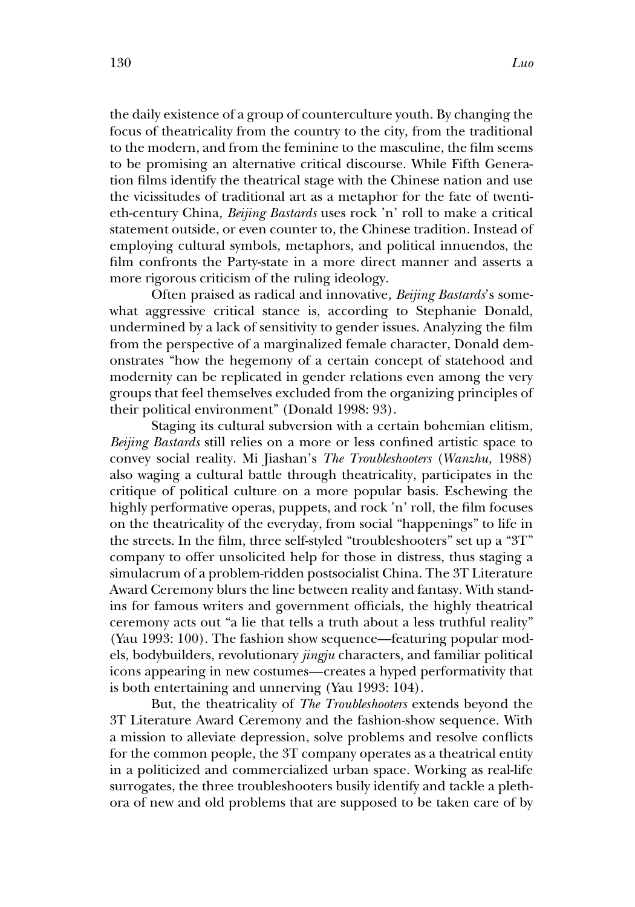the daily existence of a group of counterculture youth. By changing the focus of theatricality from the country to the city, from the traditional to the modern, and from the feminine to the masculine, the film seems to be promising an alternative critical discourse. While Fifth Generation films identify the theatrical stage with the Chinese nation and use the vicissitudes of traditional art as a metaphor for the fate of twentieth-century China, *Beijing Bastards* uses rock 'n' roll to make a critical statement outside, or even counter to, the Chinese tradition. Instead of employing cultural symbols, metaphors, and political innuendos, the film confronts the Party-state in a more direct manner and asserts a more rigorous criticism of the ruling ideology.

Often praised as radical and innovative, *Beijing Bastards*'s somewhat aggressive critical stance is, according to Stephanie Donald, undermined by a lack of sensitivity to gender issues. Analyzing the film from the perspective of a marginalized female character, Donald demonstrates "how the hegemony of a certain concept of statehood and modernity can be replicated in gender relations even among the very groups that feel themselves excluded from the organizing principles of their political environment" (Donald 1998: 93).

Staging its cultural subversion with a certain bohemian elitism, *Beijing Bastards* still relies on a more or less confined artistic space to convey social reality. Mi Jiashan's *The Troubleshooters* (*Wanzhu,* 1988) also waging a cultural battle through theatricality, participates in the critique of political culture on a more popular basis. Eschewing the highly performative operas, puppets, and rock 'n' roll, the film focuses on the theatricality of the everyday, from social "happenings" to life in the streets. In the film, three self-styled "troubleshooters" set up a "3T" company to offer unsolicited help for those in distress, thus staging a simulacrum of a problem-ridden postsocialist China. The 3T Literature Award Ceremony blurs the line between reality and fantasy. With stand-ins for famous writers and government officials, the highly theatrical ceremony acts out "a lie that tells a truth about a less truthful reality" (Yau 1993: 100). The fashion show sequence—featuring popular models, bodybuilders, revolutionary *jingju* characters, and familiar political icons appearing in new costumes—creates a hyped performativity that is both entertaining and unnerving (Yau 1993: 104).

But, the theatricality of *The Troubleshooters* extends beyond the 3T Literature Award Ceremony and the fashion-show sequence. With a mission to alleviate depression, solve problems and resolve conflicts for the common people, the 3T company operates as a theatrical entity in a politicized and commercialized urban space. Working as real-life surrogates, the three troubleshooters busily identify and tackle a plethora of new and old problems that are supposed to be taken care of by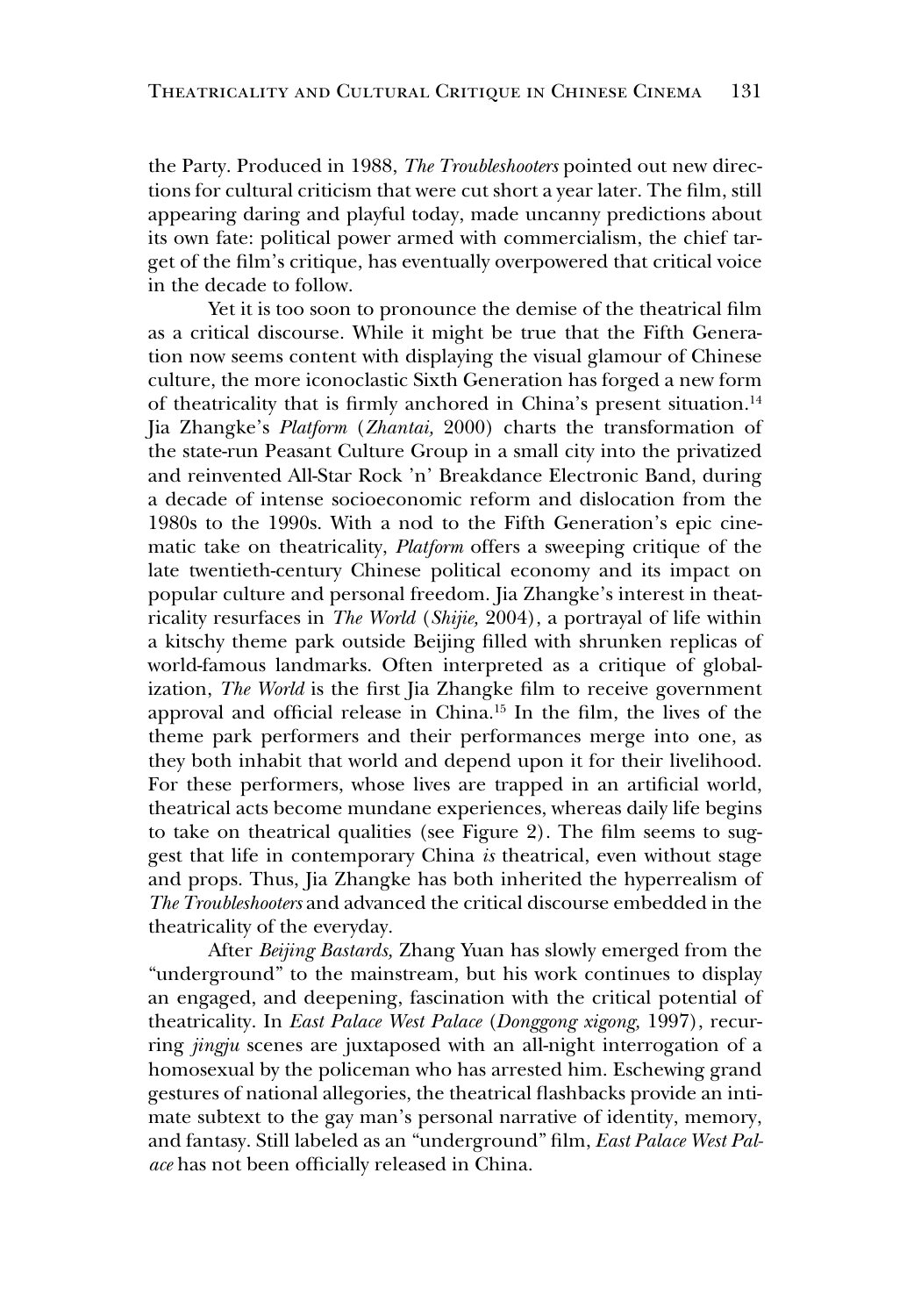the Party. Produced in 1988, *The Troubleshooters* pointed out new directions for cultural criticism that were cut short a year later. The film, still appearing daring and playful today, made uncanny predictions about its own fate: political power armed with commercialism, the chief target of the film's critique, has eventually overpowered that critical voice in the decade to follow.

Yet it is too soon to pronounce the demise of the theatrical film as a critical discourse. While it might be true that the Fifth Generation now seems content with displaying the visual glamour of Chinese culture, the more iconoclastic Sixth Generation has forged a new form of theatricality that is firmly anchored in China's present situation.[14] Jia Zhangke's *Platform* (*Zhantai,* 2000) charts the transformation of the state-run Peasant Culture Group in a small city into the privatized and reinvented All-Star Rock 'n' Breakdance Electronic Band, during a decade of intense socioeconomic reform and dislocation from the 1980s to the 1990s. With a nod to the Fifth Generation's epic cinematic take on theatricality, *Platform* offers a sweeping critique of the late twentieth-century Chinese political economy and its impact on popular culture and personal freedom. Jia Zhangke's interest in theatricality resurfaces in *The World* (*Shijie,* 2004), a portrayal of life within a kitschy theme park outside Beijing filled with shrunken replicas of world-famous landmarks. Often interpreted as a critique of globalization, *The World* is the first Jia Zhangke film to receive government approval and official release in China.[15] In the film, the lives of the theme park performers and their performances merge into one, as they both inhabit that world and depend upon it for their livelihood. For these performers, whose lives are trapped in an artificial world, theatrical acts become mundane experiences, whereas daily life begins to take on theatrical qualities (see Figure 2). The film seems to suggest that life in contemporary China *is* theatrical, even without stage and props. Thus, Jia Zhangke has both inherited the hyperrealism of *The Troubleshooters* and advanced the critical discourse embedded in the theatricality of the everyday.

After *Beijing Bastards,* Zhang Yuan has slowly emerged from the "underground" to the mainstream, but his work continues to display an engaged, and deepening, fascination with the critical potential of theatricality. In *East Palace West Palace* (*Donggong xigong,* 1997), recurring *jingju* scenes are juxtaposed with an all-night interrogation of a homosexual by the policeman who has arrested him. Eschewing grand gestures of national allegories, the theatrical flashbacks provide an intimate subtext to the gay man's personal narrative of identity, memory, and fantasy. Still labeled as an "underground" film, *East Palace West Palace* has not been officially released in China.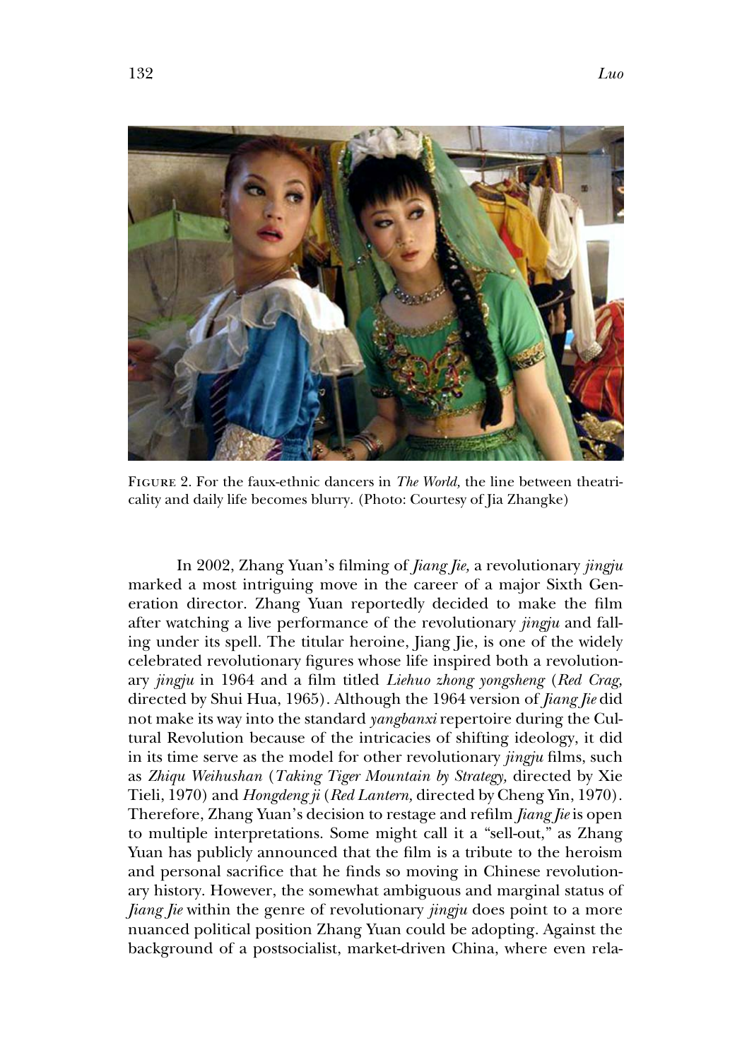FIGURE 2. For the faux-ethnic dancers in *The World,* the line between theatricality and daily life becomes blurry. (Photo: Courtesy of Jia Zhangke)

In 2002, Zhang Yuan's filming of *Jiang Jie,* a revolutionary *jingju* marked a most intriguing move in the career of a major Sixth Generation director. Zhang Yuan reportedly decided to make the film after watching a live performance of the revolutionary *jingju* and falling under its spell. The titular heroine, Jiang Jie, is one of the widely celebrated revolutionary figures whose life inspired both a revolutionary *jingju* in 1964 and a film titled *Liehuo zhong yongsheng* (*Red Crag,* directed by Shui Hua, 1965). Although the 1964 version of *Jiang Jie* did not make its way into the standard *yangbanxi* repertoire during the Cultural Revolution because of the intricacies of shifting ideology, it did in its time serve as the model for other revolutionary *jingju* films, such as *Zhiqu Weihushan* (*Taking Tiger Mountain by Strategy,* directed by Xie Tieli, 1970) and *Hongdeng ji* (*Red Lantern,* directed by Cheng Yin, 1970). Therefore, Zhang Yuan's decision to restage and refilm *Jiang Jie* is open to multiple interpretations. Some might call it a "sell-out," as Zhang Yuan has publicly announced that the film is a tribute to the heroism and personal sacrifice that he finds so moving in Chinese revolutionary history. However, the somewhat ambiguous and marginal status of *Jiang Jie* within the genre of revolutionary *jingju* does point to a more nuanced political position Zhang Yuan could be adopting. Against the background of a postsocialist, market-driven China, where even rela-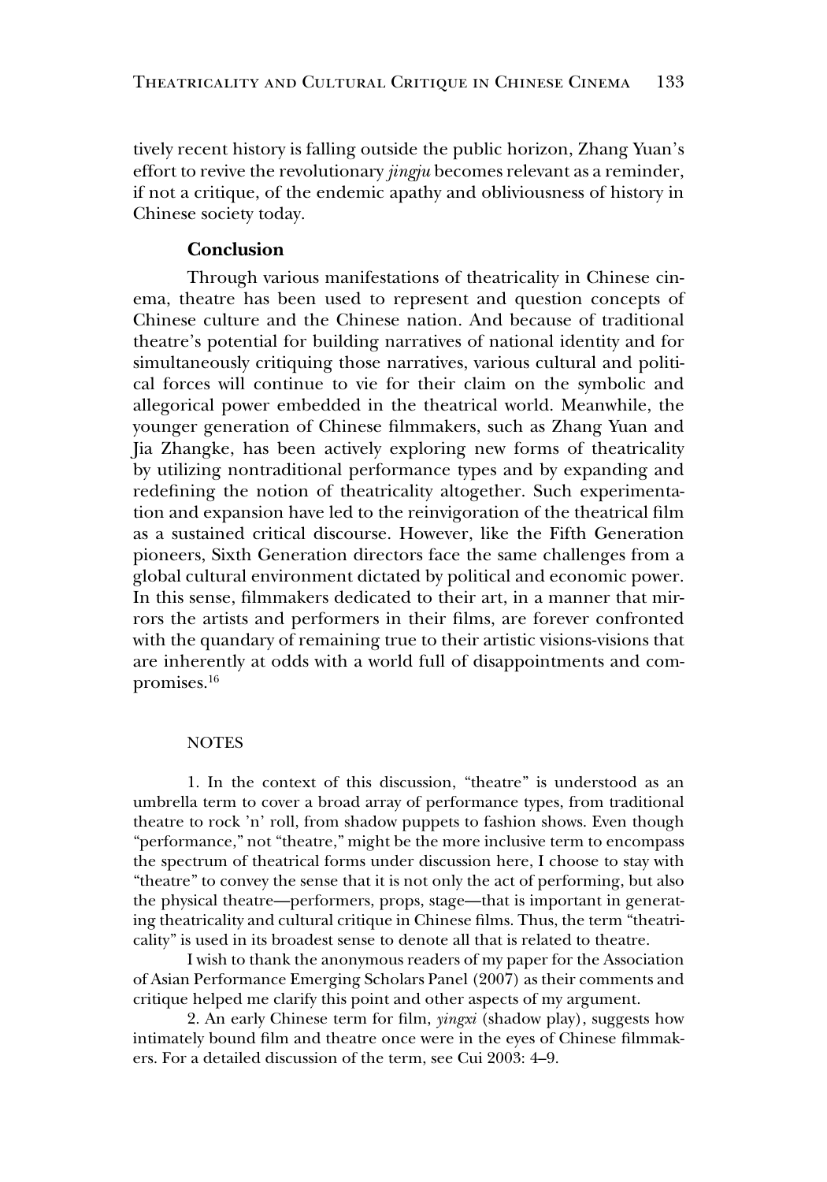tively recent history is falling outside the public horizon, Zhang Yuan's effort to revive the revolutionary *jingju* becomes relevant as a reminder, if not a critique, of the endemic apathy and obliviousness of history in Chinese society today.

## Conclusion

Through various manifestations of theatricality in Chinese cinema, theatre has been used to represent and question concepts of Chinese culture and the Chinese nation. And because of traditional theatre's potential for building narratives of national identity and for simultaneously critiquing those narratives, various cultural and political forces will continue to vie for their claim on the symbolic and allegorical power embedded in the theatrical world. Meanwhile, the younger generation of Chinese filmmakers, such as Zhang Yuan and Jia Zhangke, has been actively exploring new forms of theatricality by utilizing nontraditional performance types and by expanding and redefining the notion of theatricality altogether. Such experimentation and expansion have led to the reinvigoration of the theatrical film as a sustained critical discourse. However, like the Fifth Generation pioneers, Sixth Generation directors face the same challenges from a global cultural environment dictated by political and economic power. In this sense, filmmakers dedicated to their art, in a manner that mirrors the artists and performers in their films, are forever confronted with the quandary of remaining true to their artistic visions-visions that are inherently at odds with a world full of disappointments and compromises.[16]

### NOTES

1. In the context of this discussion, "theatre" is understood as an umbrella term to cover a broad array of performance types, from traditional theatre to rock 'n' roll, from shadow puppets to fashion shows. Even though "performance," not "theatre," might be the more inclusive term to encompass the spectrum of theatrical forms under discussion here, I choose to stay with "theatre" to convey the sense that it is not only the act of performing, but also the physical theatre—performers, props, stage—that is important in generating theatricality and cultural critique in Chinese films. Thus, the term "theatricality" is used in its broadest sense to denote all that is related to theatre.

I wish to thank the anonymous readers of my paper for the Association of Asian Performance Emerging Scholars Panel (2007) as their comments and critique helped me clarify this point and other aspects of my argument.

2. An early Chinese term for film, *yingxi* (shadow play), suggests how intimately bound film and theatre once were in the eyes of Chinese filmmakers. For a detailed discussion of the term, see Cui 2003: 4–9.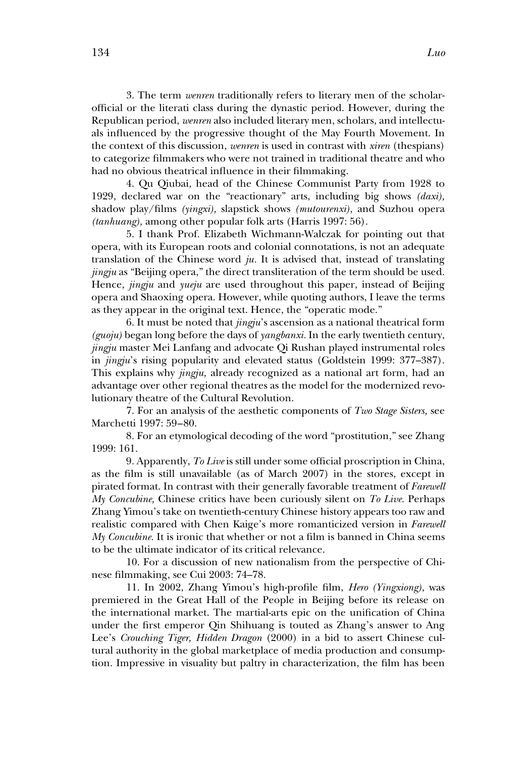3. The term *wenren* traditionally refers to literary men of the scholar-official or the literati class during the dynastic period. However, during the Republican period, *wenren* also included literary men, scholars, and intellectuals influenced by the progressive thought of the May Fourth Movement. In the context of this discussion, *wenren* is used in contrast with *xiren* (thespians) to categorize filmmakers who were not trained in traditional theatre and who had no obvious theatrical influence in their filmmaking.

4. Qu Qiubai, head of the Chinese Communist Party from 1928 to 1929, declared war on the "reactionary" arts, including big shows *(daxi),* shadow play/films *(yingxi),* slapstick shows *(mutourenxi),* and Suzhou opera *(tanhuang),* among other popular folk arts (Harris 1997: 56).

5. I thank Prof. Elizabeth Wichmann-Walczak for pointing out that opera, with its European roots and colonial connotations, is not an adequate translation of the Chinese word *ju.* It is advised that, instead of translating *jingju* as "Beijing opera," the direct transliteration of the term should be used. Hence, *jingju* and *yueju* are used throughout this paper, instead of Beijing opera and Shaoxing opera. However, while quoting authors, I leave the terms as they appear in the original text. Hence, the "operatic mode."

6. It must be noted that *jingju*'s ascension as a national theatrical form *(guoju)* began long before the days of *yangbanxi.* In the early twentieth century, *jingju* master Mei Lanfang and advocate Qi Rushan played instrumental roles in *jingju*'s rising popularity and elevated status (Goldstein 1999: 377–387). This explains why *jingju,* already recognized as a national art form, had an advantage over other regional theatres as the model for the modernized revolutionary theatre of the Cultural Revolution.

7. For an analysis of the aesthetic components of *Two Stage Sisters,* see Marchetti 1997: 59–80.

8. For an etymological decoding of the word "prostitution," see Zhang 1999: 161.

9. Apparently, *To Live* is still under some official proscription in China, as the film is still unavailable (as of March 2007) in the stores, except in pirated format. In contrast with their generally favorable treatment of *Farewell My Concubine,* Chinese critics have been curiously silent on *To Live.* Perhaps Zhang Yimou's take on twentieth-century Chinese history appears too raw and realistic compared with Chen Kaige's more romanticized version in *Farewell My Concubine.* It is ironic that whether or not a film is banned in China seems to be the ultimate indicator of its critical relevance.

10. For a discussion of new nationalism from the perspective of Chinese filmmaking, see Cui 2003: 74–78.

11. In 2002, Zhang Yimou's high-profile film, *Hero (Yingxiong),* was premiered in the Great Hall of the People in Beijing before its release on the international market. The martial-arts epic on the unification of China under the first emperor Qin Shihuang is touted as Zhang's answer to Ang Lee's *Crouching Tiger, Hidden Dragon* (2000) in a bid to assert Chinese cultural authority in the global marketplace of media production and consumption. Impressive in visuality but paltry in characterization, the film has been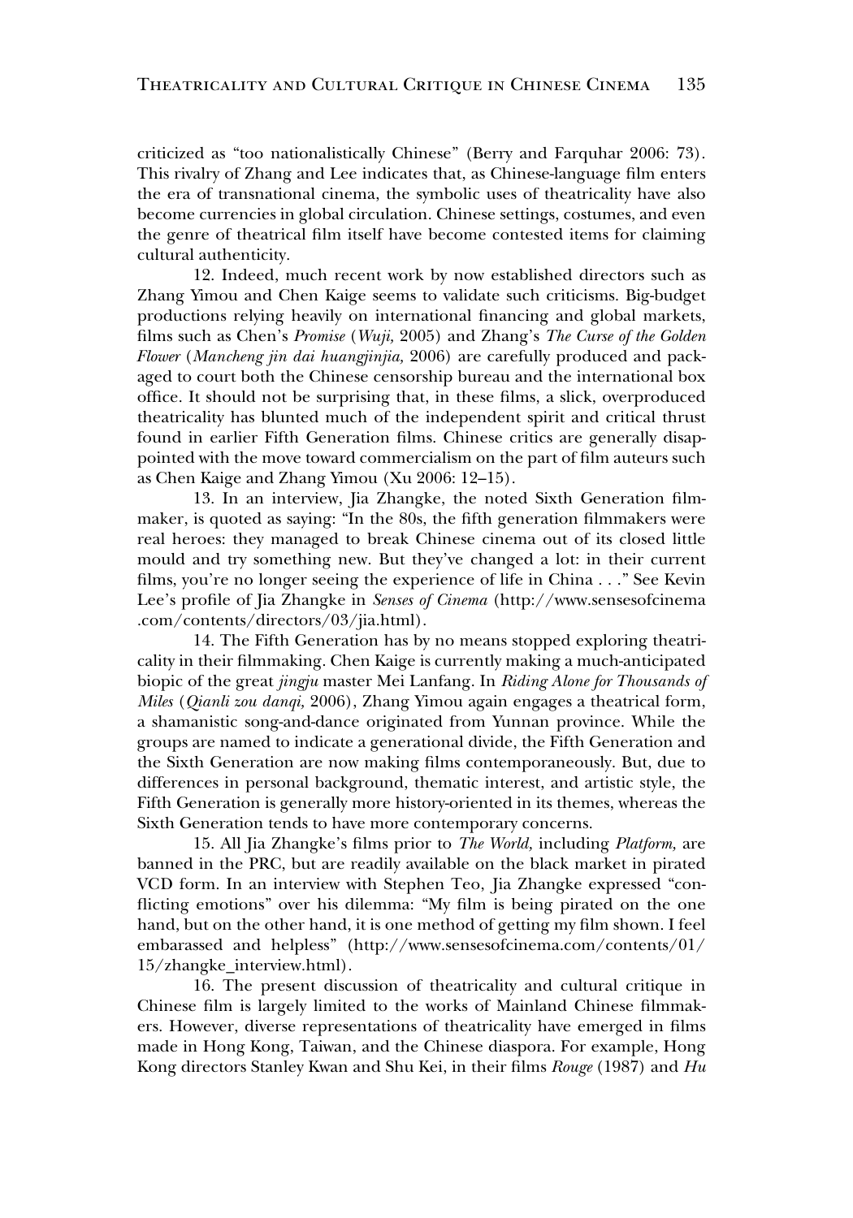criticized as "too nationalistically Chinese" (Berry and Farquhar 2006: 73). This rivalry of Zhang and Lee indicates that, as Chinese-language film enters the era of transnational cinema, the symbolic uses of theatricality have also become currencies in global circulation. Chinese settings, costumes, and even the genre of theatrical film itself have become contested items for claiming cultural authenticity.

12. Indeed, much recent work by now established directors such as Zhang Yimou and Chen Kaige seems to validate such criticisms. Big-budget productions relying heavily on international financing and global markets, films such as Chen's *Promise* (*Wuji,* 2005) and Zhang's *The Curse of the Golden Flower* (*Mancheng jin dai huangjinjia,* 2006) are carefully produced and packaged to court both the Chinese censorship bureau and the international box office. It should not be surprising that, in these films, a slick, overproduced theatricality has blunted much of the independent spirit and critical thrust found in earlier Fifth Generation films. Chinese critics are generally disappointed with the move toward commercialism on the part of film auteurs such as Chen Kaige and Zhang Yimou (Xu 2006: 12–15).

13. In an interview, Jia Zhangke, the noted Sixth Generation filmmaker, is quoted as saying: "In the 80s, the fifth generation filmmakers were real heroes: they managed to break Chinese cinema out of its closed little mould and try something new. But they've changed a lot: in their current films, you're no longer seeing the experience of life in China . . ." See Kevin Lee's profile of Jia Zhangke in *Senses of Cinema* (http://www.sensesofcinema.com/contents/directors/03/jia.html).

14. The Fifth Generation has by no means stopped exploring theatricality in their filmmaking. Chen Kaige is currently making a much-anticipated biopic of the great *jingju* master Mei Lanfang. In *Riding Alone for Thousands of Miles* (*Qianli zou danqi,* 2006), Zhang Yimou again engages a theatrical form, a shamanistic song-and-dance originated from Yunnan province. While the groups are named to indicate a generational divide, the Fifth Generation and the Sixth Generation are now making films contemporaneously. But, due to differences in personal background, thematic interest, and artistic style, the Fifth Generation is generally more history-oriented in its themes, whereas the Sixth Generation tends to have more contemporary concerns.

15. All Jia Zhangke's films prior to *The World,* including *Platform,* are banned in the PRC, but are readily available on the black market in pirated VCD form. In an interview with Stephen Teo, Jia Zhangke expressed "conflicting emotions" over his dilemma: "My film is being pirated on the one hand, but on the other hand, it is one method of getting my film shown. I feel embarassed and helpless" (http://www.sensesofcinema.com/contents/01/15/zhangke_interview.html).

16. The present discussion of theatricality and cultural critique in Chinese film is largely limited to the works of Mainland Chinese filmmakers. However, diverse representations of theatricality have emerged in films made in Hong Kong, Taiwan, and the Chinese diaspora. For example, Hong Kong directors Stanley Kwan and Shu Kei, in their films *Rouge* (1987) and *Hu*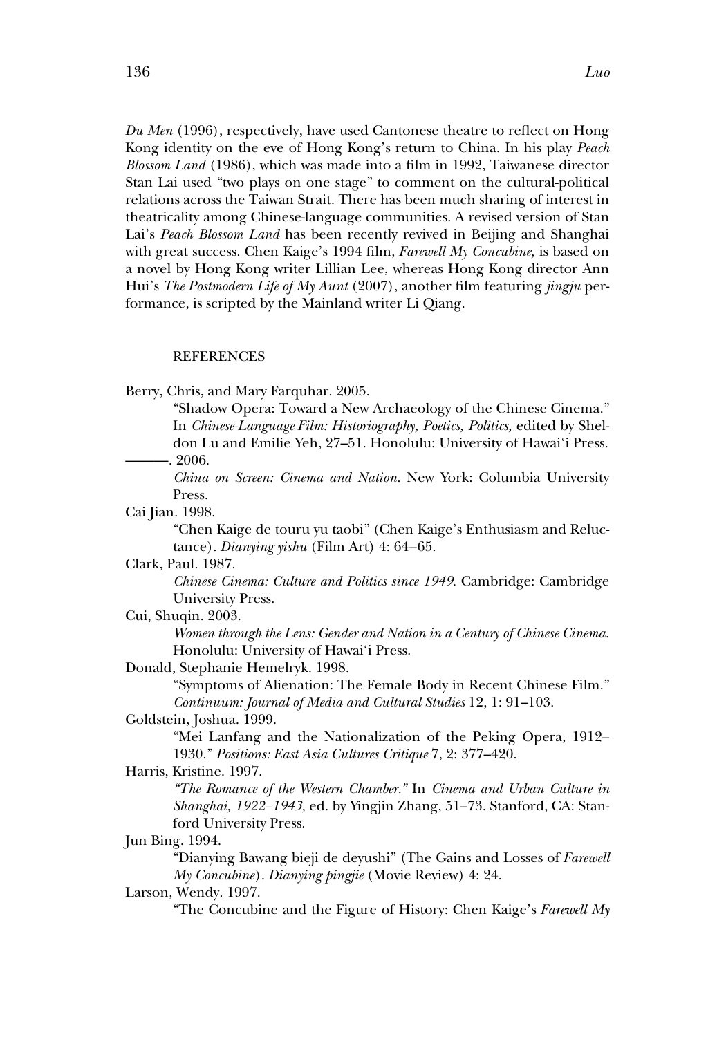*Du Men* (1996), respectively, have used Cantonese theatre to reflect on Hong Kong identity on the eve of Hong Kong's return to China. In his play *Peach Blossom Land* (1986), which was made into a film in 1992, Taiwanese director Stan Lai used "two plays on one stage" to comment on the cultural-political relations across the Taiwan Strait. There has been much sharing of interest in theatricality among Chinese-language communities. A revised version of Stan Lai's *Peach Blossom Land* has been recently revived in Beijing and Shanghai with great success. Chen Kaige's 1994 film, *Farewell My Concubine,* is based on a novel by Hong Kong writer Lillian Lee, whereas Hong Kong director Ann Hui's *The Postmodern Life of My Aunt* (2007), another film featuring *jingju* performance, is scripted by the Mainland writer Li Qiang.

## REFERENCES

Berry, Chris, and Mary Farquhar. 2005.
"Shadow Opera: Toward a New Archaeology of the Chinese Cinema." In *Chinese-Language Film: Historiography, Poetics, Politics,* edited by Sheldon Lu and Emilie Yeh, 27–51. Honolulu: University of Hawai'i Press.

———. 2006.
*China on Screen: Cinema and Nation.* New York: Columbia University Press.

Cai Jian. 1998.
"Chen Kaige de touru yu taobi" (Chen Kaige's Enthusiasm and Reluctance). *Dianying yishu* (Film Art) 4: 64–65.

Clark, Paul. 1987.
*Chinese Cinema: Culture and Politics since 1949.* Cambridge: Cambridge University Press.

Cui, Shuqin. 2003.
*Women through the Lens: Gender and Nation in a Century of Chinese Cinema.* Honolulu: University of Hawai'i Press.

Donald, Stephanie Hemelryk. 1998.
"Symptoms of Alienation: The Female Body in Recent Chinese Film." *Continuum: Journal of Media and Cultural Studies* 12, 1: 91–103.

Goldstein, Joshua. 1999.
"Mei Lanfang and the Nationalization of the Peking Opera, 1912–1930." *Positions: East Asia Cultures Critique* 7, 2: 377–420.

Harris, Kristine. 1997.
*"The Romance of the Western Chamber."* In *Cinema and Urban Culture in Shanghai, 1922–1943,* ed. by Yingjin Zhang, 51–73. Stanford, CA: Stanford University Press.

Jun Bing. 1994.
"Dianying Bawang bieji de deyushi" (The Gains and Losses of *Farewell My Concubine*). *Dianying pingjie* (Movie Review) 4: 24.

Larson, Wendy. 1997.
"The Concubine and the Figure of History: Chen Kaige's *Farewell My*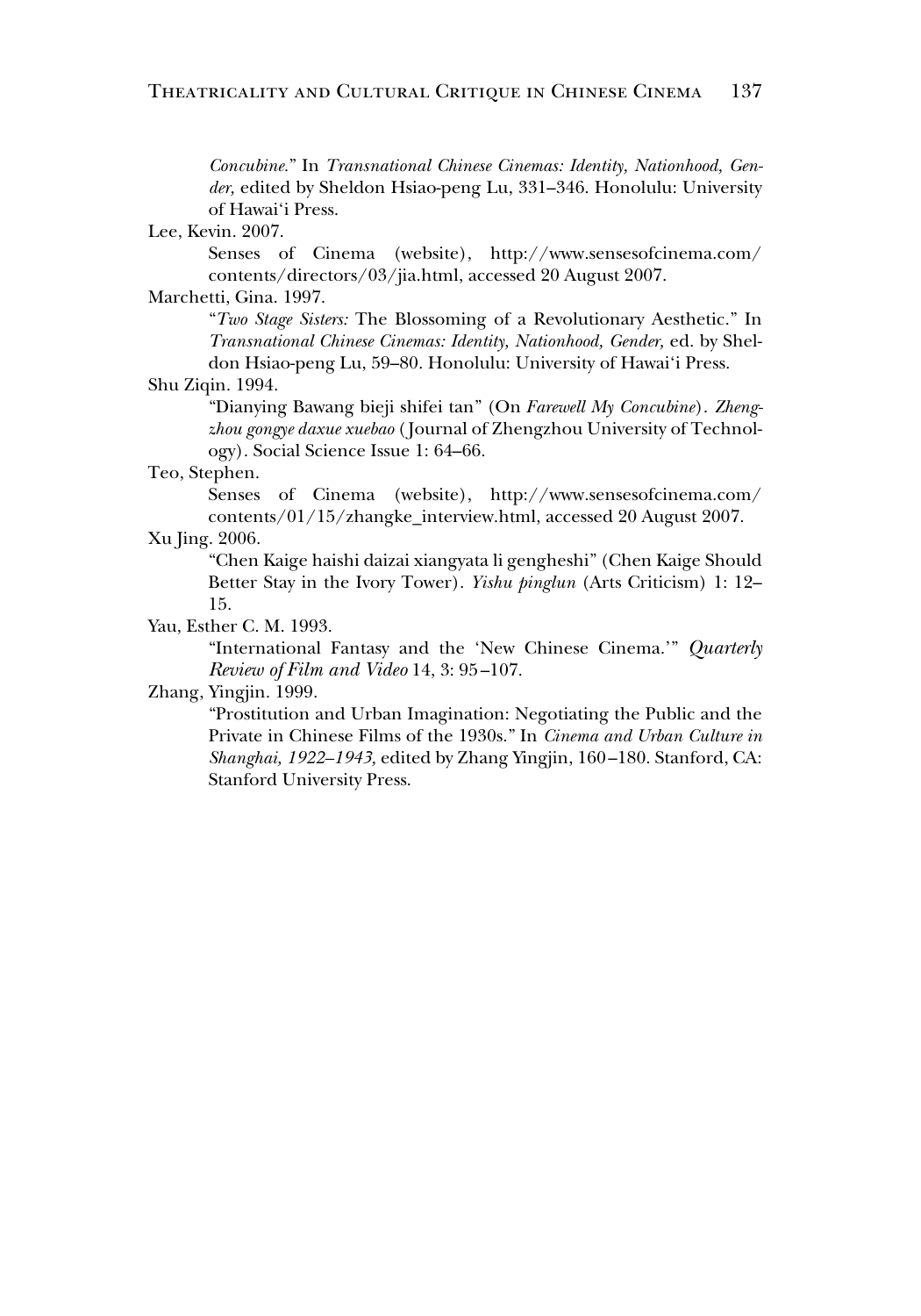*Concubine.*" In *Transnational Chinese Cinemas: Identity, Nationhood, Gender,* edited by Sheldon Hsiao-peng Lu, 331–346. Honolulu: University of Hawai'i Press.

Lee, Kevin. 2007.
Senses of Cinema (website), http://www.sensesofcinema.com/contents/directors/03/jia.html, accessed 20 August 2007.

Marchetti, Gina. 1997.
"*Two Stage Sisters:* The Blossoming of a Revolutionary Aesthetic." In *Transnational Chinese Cinemas: Identity, Nationhood, Gender,* ed. by Sheldon Hsiao-peng Lu, 59–80. Honolulu: University of Hawai'i Press.

Shu Ziqin. 1994.
"Dianying Bawang bieji shifei tan" (On *Farewell My Concubine*). *Zhengzhou gongye daxue xuebao* (Journal of Zhengzhou University of Technology). Social Science Issue 1: 64–66.

Teo, Stephen.
Senses of Cinema (website), http://www.sensesofcinema.com/contents/01/15/zhangke_interview.html, accessed 20 August 2007.

Xu Jing. 2006.
"Chen Kaige haishi daizai xiangyata li gengheshi" (Chen Kaige Should Better Stay in the Ivory Tower). *Yishu pinglun* (Arts Criticism) 1: 12–15.

Yau, Esther C. M. 1993.
"International Fantasy and the 'New Chinese Cinema.'" *Quarterly Review of Film and Video* 14, 3: 95–107.

Zhang, Yingjin. 1999.
"Prostitution and Urban Imagination: Negotiating the Public and the Private in Chinese Films of the 1930s." In *Cinema and Urban Culture in Shanghai, 1922–1943,* edited by Zhang Yingjin, 160–180. Stanford, CA: Stanford University Press.